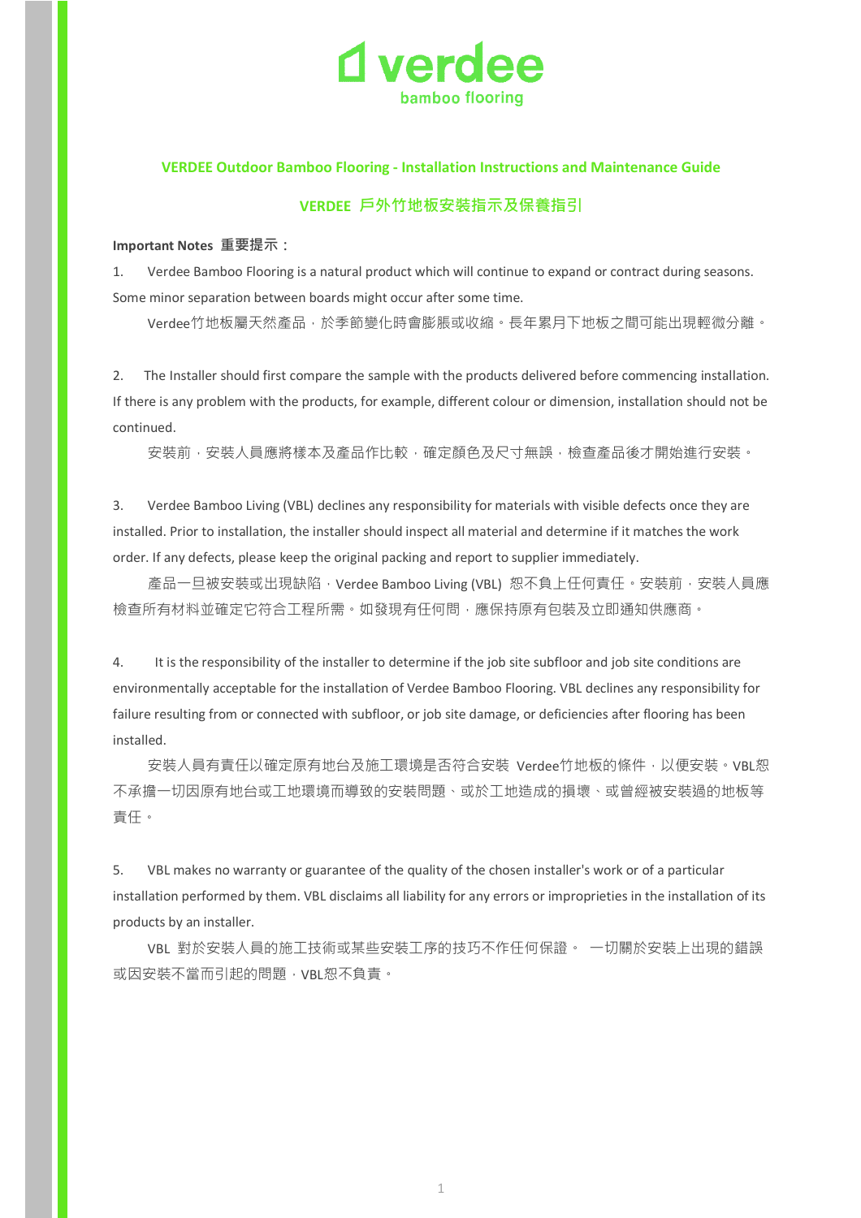verdee
bamboo flooring

## VERDEE Outdoor Bamboo Flooring - Installation Instructions and Maintenance Guide

## VERDEE 戶外竹地板安裝指示及保養指引

**Important Notes 重要提示：**

1. Verdee Bamboo Flooring is a natural product which will continue to expand or contract during seasons. Some minor separation between boards might occur after some time.

   Verdee竹地板屬天然產品，於季節變化時會膨脹或收縮。長年累月下地板之間可能出現輕微分離。

2. The Installer should first compare the sample with the products delivered before commencing installation. If there is any problem with the products, for example, different colour or dimension, installation should not be continued.

   安裝前，安裝人員應將樣本及產品作比較，確定顏色及尺寸無誤，檢查產品後才開始進行安裝。

3. Verdee Bamboo Living (VBL) declines any responsibility for materials with visible defects once they are installed. Prior to installation, the installer should inspect all material and determine if it matches the work order. If any defects, please keep the original packing and report to supplier immediately.

   產品一旦被安裝或出現缺陷，Verdee Bamboo Living (VBL) 恕不負上任何責任。安裝前，安裝人員應檢查所有材料並確定它符合工程所需。如發現有任何問，應保持原有包裝及立即通知供應商。

4. It is the responsibility of the installer to determine if the job site subfloor and job site conditions are environmentally acceptable for the installation of Verdee Bamboo Flooring. VBL declines any responsibility for failure resulting from or connected with subfloor, or job site damage, or deficiencies after flooring has been installed.

   安裝人員有責任以確定原有地台及施工環境是否符合安裝 Verdee竹地板的條件，以便安裝。VBL恕不承擔一切因原有地台或工地環境而導致的安裝問題、或於工地造成的損壞、或曾經被安裝過的地板等責任。

5. VBL makes no warranty or guarantee of the quality of the chosen installer's work or of a particular installation performed by them. VBL disclaims all liability for any errors or improprieties in the installation of its products by an installer.

   VBL 對於安裝人員的施工技術或某些安裝工序的技巧不作任何保證。 一切關於安裝上出現的錯誤或因安裝不當而引起的問題，VBL恕不負責。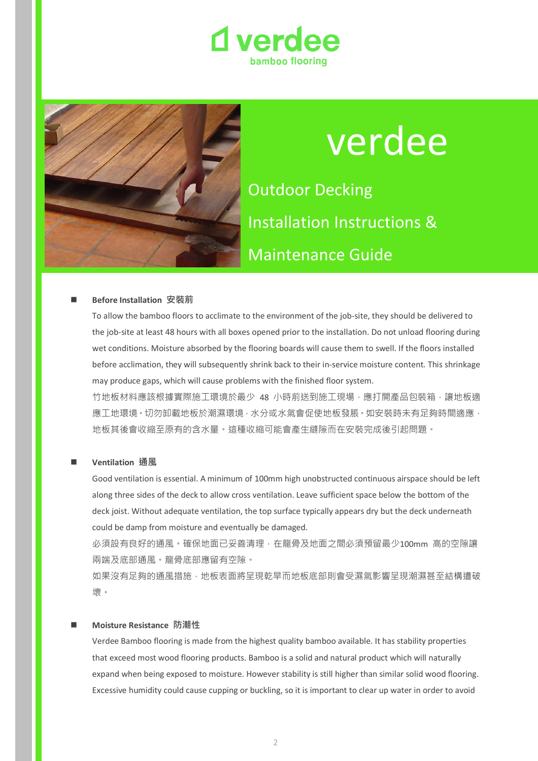# verdee

bamboo flooring

## verdee

### Outdoor Decking

### Installation Instructions &

### Maintenance Guide

- **Before Installation 安裝前**

  To allow the bamboo floors to acclimate to the environment of the job-site, they should be delivered to the job-site at least 48 hours with all boxes opened prior to the installation. Do not unload flooring during wet conditions. Moisture absorbed by the flooring boards will cause them to swell. If the floors installed before acclimation, they will subsequently shrink back to their in-service moisture content. This shrinkage may produce gaps, which will cause problems with the finished floor system.

  竹地板材料應該根據實際施工環境於最少 48 小時前送到施工現場，應打開產品包裝箱，讓地板適應工地環境。切勿卸載地板於潮濕環境，水分或水氣會促使地板發脹。如安裝時未有足夠時間適應，地板其後會收縮至原有的含水量。這種收縮可能會產生縫隙而在安裝完成後引起問題。

- **Ventilation 通風**

  Good ventilation is essential. A minimum of 100mm high unobstructed continuous airspace should be left along three sides of the deck to allow cross ventilation. Leave sufficient space below the bottom of the deck joist. Without adequate ventilation, the top surface typically appears dry but the deck underneath could be damp from moisture and eventually be damaged.

  必須設有良好的通風。確保地面已妥善清理，在龍骨及地面之間必須預留最少100mm 高的空隙讓兩端及底部通風。龍骨底部應留有空隙。

  如果沒有足夠的通風措施，地板表面將呈現乾旱而地板底部則會受濕氣影響呈現潮濕甚至結構遭破壞。

- **Moisture Resistance 防潮性**

  Verdee Bamboo flooring is made from the highest quality bamboo available. It has stability properties that exceed most wood flooring products. Bamboo is a solid and natural product which will naturally expand when being exposed to moisture. However stability is still higher than similar solid wood flooring. Excessive humidity could cause cupping or buckling, so it is important to clear up water in order to avoid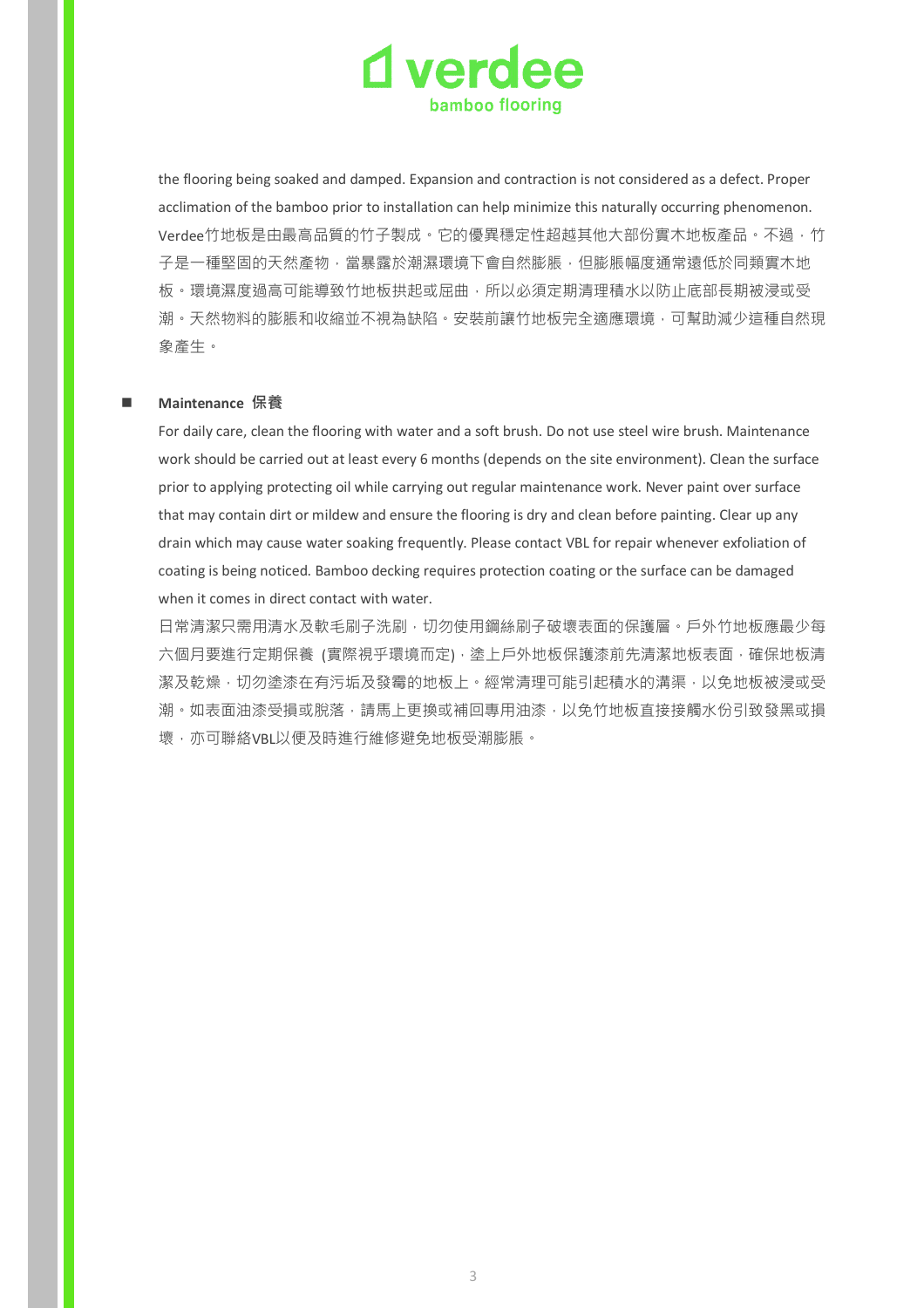the flooring being soaked and damped. Expansion and contraction is not considered as a defect. Proper acclimation of the bamboo prior to installation can help minimize this naturally occurring phenomenon. Verdee竹地板是由最高品質的竹子製成。它的優異穩定性超越其他大部份實木地板產品。不過，竹子是一種堅固的天然產物，當暴露於潮濕環境下會自然膨脹，但膨脹幅度通常遠低於同類實木地板。環境濕度過高可能導致竹地板拱起或屈曲，所以必須定期清理積水以防止底部長期被浸或受潮。天然物料的膨脹和收縮並不視為缺陷。安裝前讓竹地板完全適應環境，可幫助減少這種自然現象產生。

- **Maintenance 保養**

  For daily care, clean the flooring with water and a soft brush. Do not use steel wire brush. Maintenance work should be carried out at least every 6 months (depends on the site environment). Clean the surface prior to applying protecting oil while carrying out regular maintenance work. Never paint over surface that may contain dirt or mildew and ensure the flooring is dry and clean before painting. Clear up any drain which may cause water soaking frequently. Please contact VBL for repair whenever exfoliation of coating is being noticed. Bamboo decking requires protection coating or the surface can be damaged when it comes in direct contact with water.

  日常清潔只需用清水及軟毛刷子洗刷，切勿使用鋼絲刷子破壞表面的保護層。戶外竹地板應最少每六個月要進行定期保養 (實際視乎環境而定)，塗上戶外地板保護漆前先清潔地板表面，確保地板清潔及乾燥，切勿塗漆在有污垢及發霉的地板上。經常清理可能引起積水的溝渠，以免地板被浸或受潮。如表面油漆受損或脫落，請馬上更換或補回專用油漆，以免竹地板直接接觸水份引致發黑或損壞，亦可聯絡VBL以便及時進行維修避免地板受潮膨脹。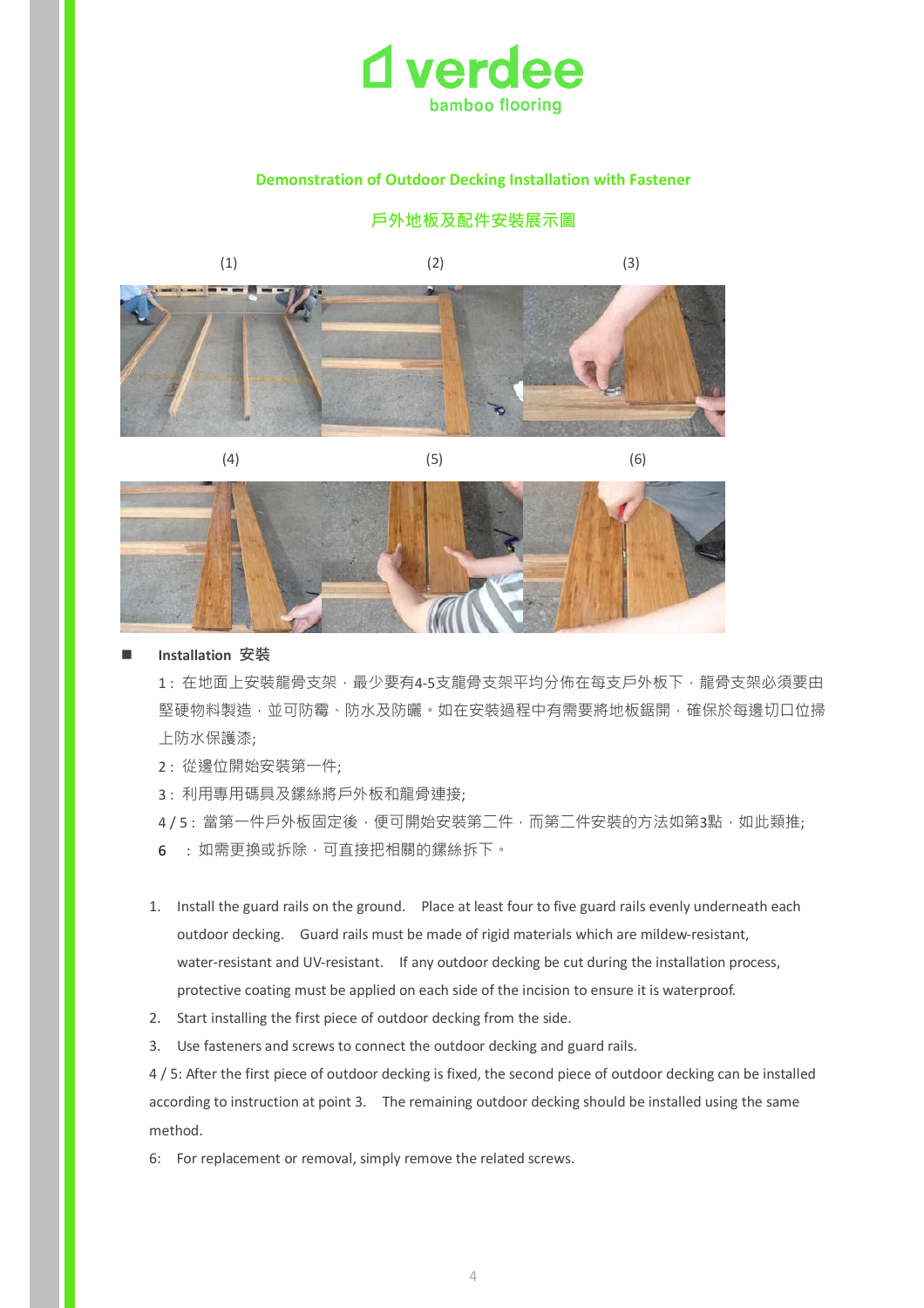verdee
bamboo flooring

## Demonstration of Outdoor Decking Installation with Fastener

## 戶外地板及配件安裝展示圖

(1) (2) (3)

(4) (5) (6)

- **Installation 安裝**

1：在地面上安裝龍骨支架，最少要有4-5支龍骨支架平均分佈在每支戶外板下，龍骨支架必須要由堅硬物料製造，並可防霉、防水及防曬。如在安裝過程中有需要將地板鋸開，確保於每邊切口位掃上防水保護漆;

2：從邊位開始安裝第一件;

3：利用專用碼具及鏍絲將戶外板和龍骨連接;

4 / 5：當第一件戶外板固定後，便可開始安裝第二件，而第二件安裝的方法如第3點，如此類推;

6 ：如需更換或拆除，可直接把相關的鏍絲拆下。

1. Install the guard rails on the ground. Place at least four to five guard rails evenly underneath each outdoor decking. Guard rails must be made of rigid materials which are mildew-resistant, water-resistant and UV-resistant. If any outdoor decking be cut during the installation process, protective coating must be applied on each side of the incision to ensure it is waterproof.
2. Start installing the first piece of outdoor decking from the side.
3. Use fasteners and screws to connect the outdoor decking and guard rails.

4 / 5: After the first piece of outdoor decking is fixed, the second piece of outdoor decking can be installed according to instruction at point 3. The remaining outdoor decking should be installed using the same method.

6: For replacement or removal, simply remove the related screws.